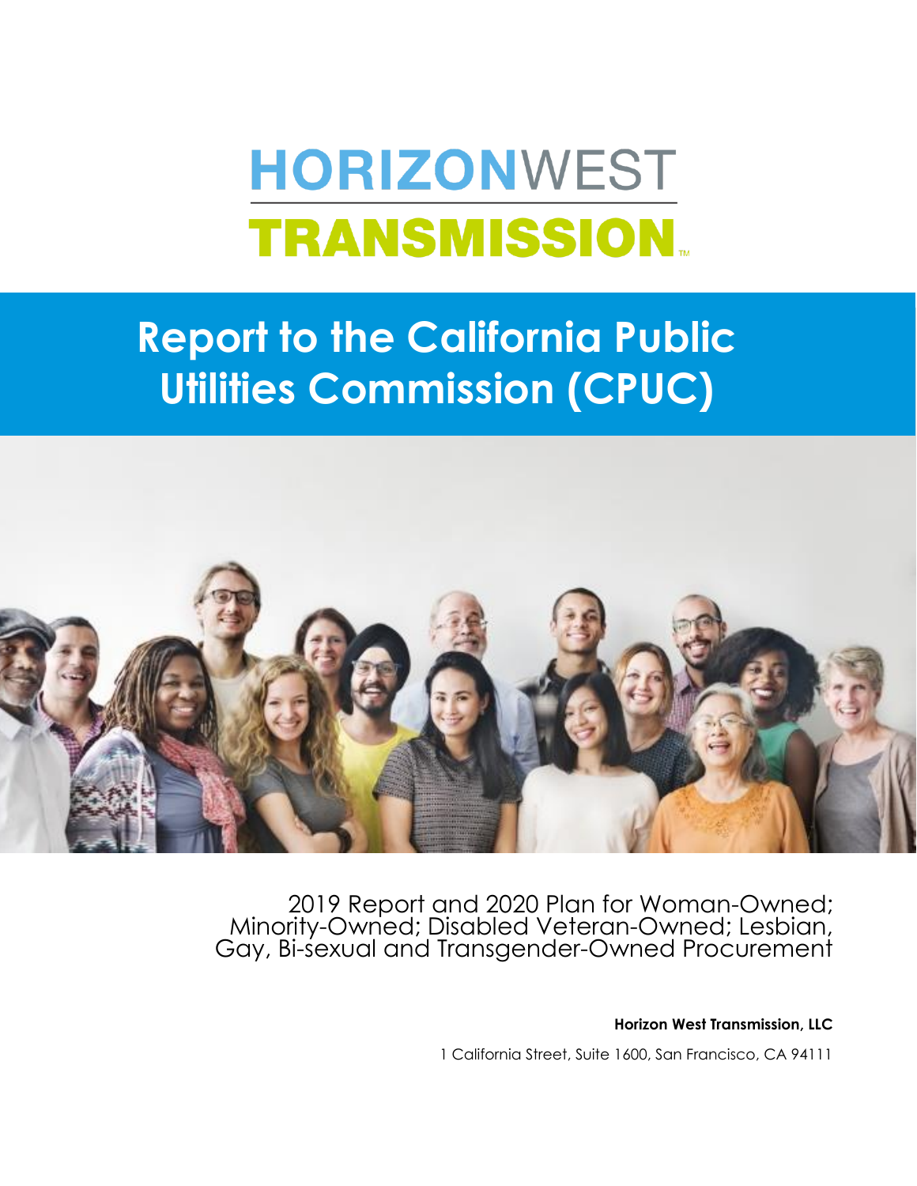# HORIZONWEST TRANSMISSION

# Report to the California Public Utilities Commission (CPUC)

2019 Report and 2020 Plan for Woman-Owned; Minority-Owned; Disabled Veteran-Owned; Lesbian, Gay, Bi-sexual and Transgender-Owned Procurement

**Horizon West Transmission, LLC**

1 California Street, Suite 1600, San Francisco, CA 94111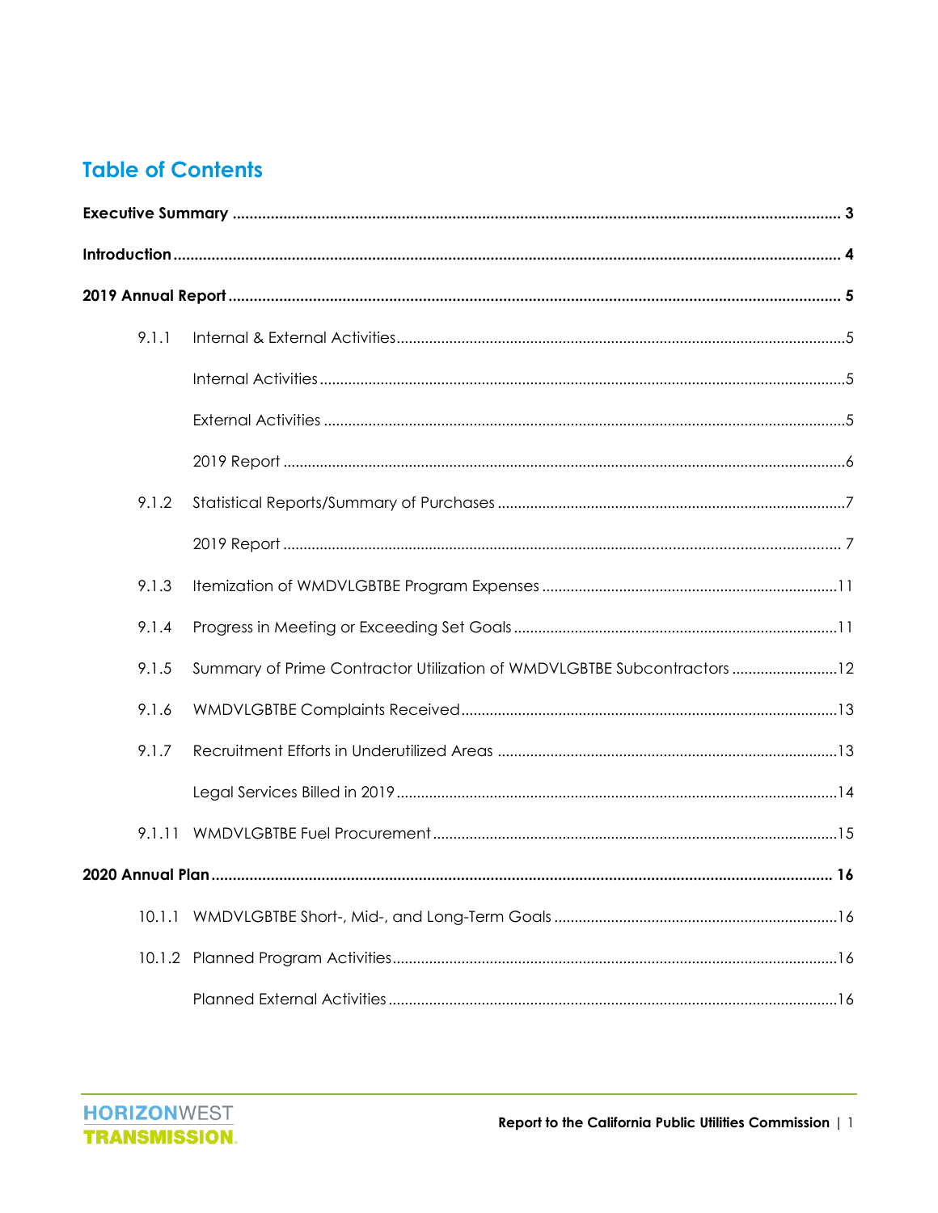# Table of Contents

**Executive Summary** ........................................................ **3**

**Introduction** ........................................................ **4**

**2019 Annual Report** ........................................................ **5**

- 9.1.1 Internal & External Activities ........................................................ 5
  - Internal Activities ........................................................ 5
  - External Activities ........................................................ 5
  - 2019 Report ........................................................ 6
- 9.1.2 Statistical Reports/Summary of Purchases ........................................................ 7
  - 2019 Report ........................................................ 7
- 9.1.3 Itemization of WMDVLGBTBE Program Expenses ........................................................ 11
- 9.1.4 Progress in Meeting or Exceeding Set Goals ........................................................ 11
- 9.1.5 Summary of Prime Contractor Utilization of WMDVLGBTBE Subcontractors ........................................................ 12
- 9.1.6 WMDVLGBTBE Complaints Received ........................................................ 13
- 9.1.7 Recruitment Efforts in Underutilized Areas ........................................................ 13
  - Legal Services Billed in 2019 ........................................................ 14
- 9.1.11 WMDVLGBTBE Fuel Procurement ........................................................ 15

**2020 Annual Plan** ........................................................ **16**

- 10.1.1 WMDVLGBTBE Short-, Mid-, and Long-Term Goals ........................................................ 16
- 10.1.2 Planned Program Activities ........................................................ 16
  - Planned External Activities ........................................................ 16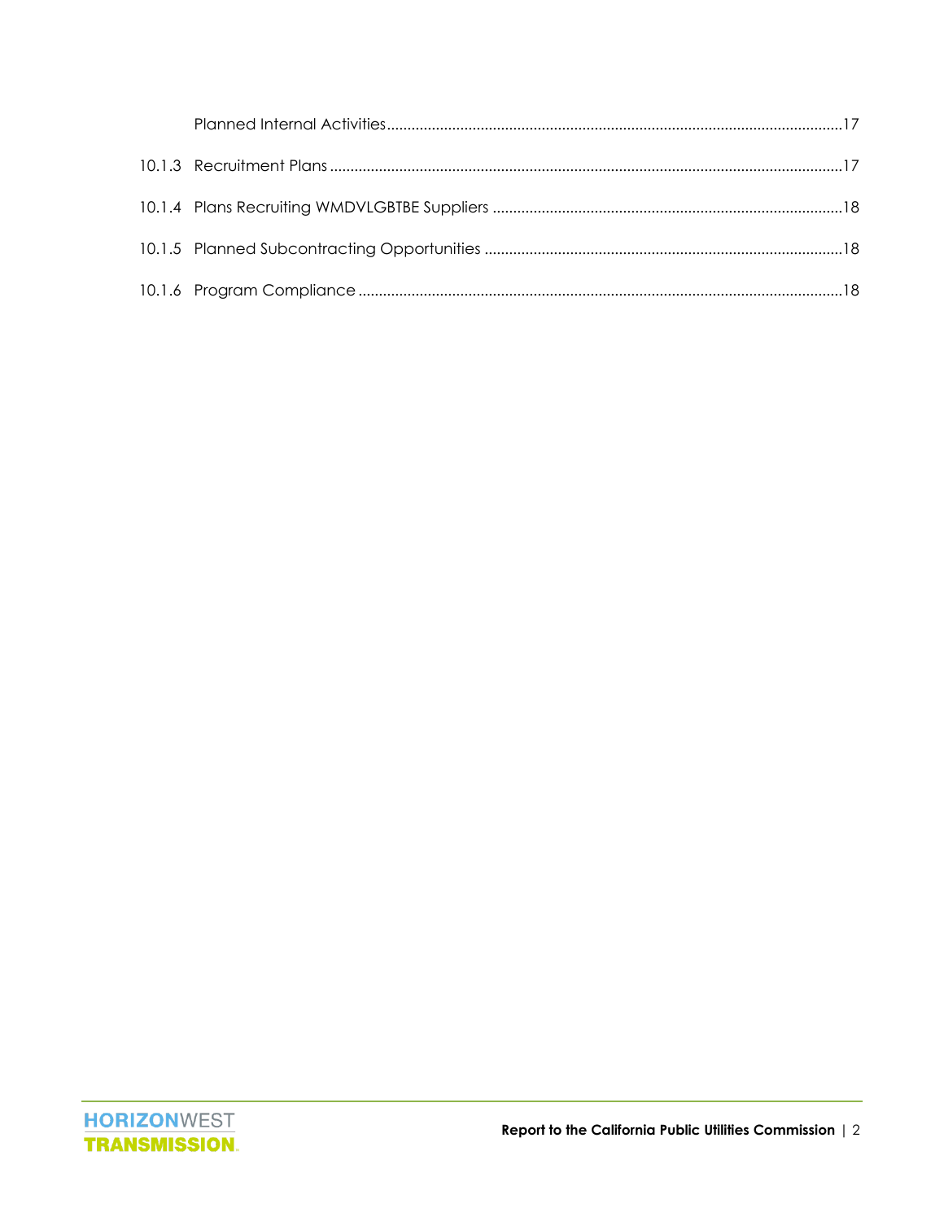Planned Internal Activities......17

10.1.3 Recruitment Plans......17

10.1.4 Plans Recruiting WMDVLGBTBE Suppliers......18

10.1.5 Planned Subcontracting Opportunities......18

10.1.6 Program Compliance......18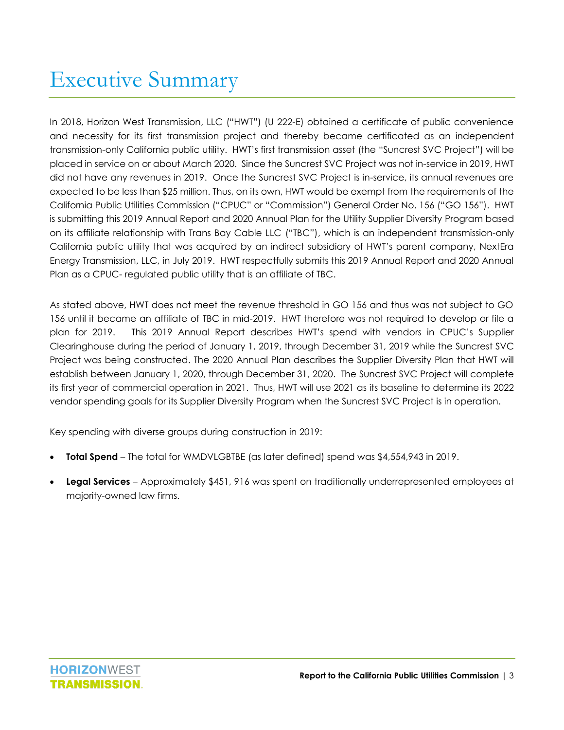# Executive Summary

In 2018, Horizon West Transmission, LLC ("HWT") (U 222-E) obtained a certificate of public convenience and necessity for its first transmission project and thereby became certificated as an independent transmission-only California public utility. HWT's first transmission asset (the "Suncrest SVC Project") will be placed in service on or about March 2020. Since the Suncrest SVC Project was not in-service in 2019, HWT did not have any revenues in 2019. Once the Suncrest SVC Project is in-service, its annual revenues are expected to be less than $25 million. Thus, on its own, HWT would be exempt from the requirements of the California Public Utilities Commission ("CPUC" or "Commission") General Order No. 156 ("GO 156"). HWT is submitting this 2019 Annual Report and 2020 Annual Plan for the Utility Supplier Diversity Program based on its affiliate relationship with Trans Bay Cable LLC ("TBC"), which is an independent transmission-only California public utility that was acquired by an indirect subsidiary of HWT's parent company, NextEra Energy Transmission, LLC, in July 2019. HWT respectfully submits this 2019 Annual Report and 2020 Annual Plan as a CPUC- regulated public utility that is an affiliate of TBC.

As stated above, HWT does not meet the revenue threshold in GO 156 and thus was not subject to GO 156 until it became an affiliate of TBC in mid-2019. HWT therefore was not required to develop or file a plan for 2019. This 2019 Annual Report describes HWT's spend with vendors in CPUC's Supplier Clearinghouse during the period of January 1, 2019, through December 31, 2019 while the Suncrest SVC Project was being constructed. The 2020 Annual Plan describes the Supplier Diversity Plan that HWT will establish between January 1, 2020, through December 31, 2020. The Suncrest SVC Project will complete its first year of commercial operation in 2021. Thus, HWT will use 2021 as its baseline to determine its 2022 vendor spending goals for its Supplier Diversity Program when the Suncrest SVC Project is in operation.

Key spending with diverse groups during construction in 2019:

- **Total Spend** – The total for WMDVLGBTBE (as later defined) spend was $4,554,943 in 2019.
- **Legal Services** – Approximately $451, 916 was spent on traditionally underrepresented employees at majority-owned law firms.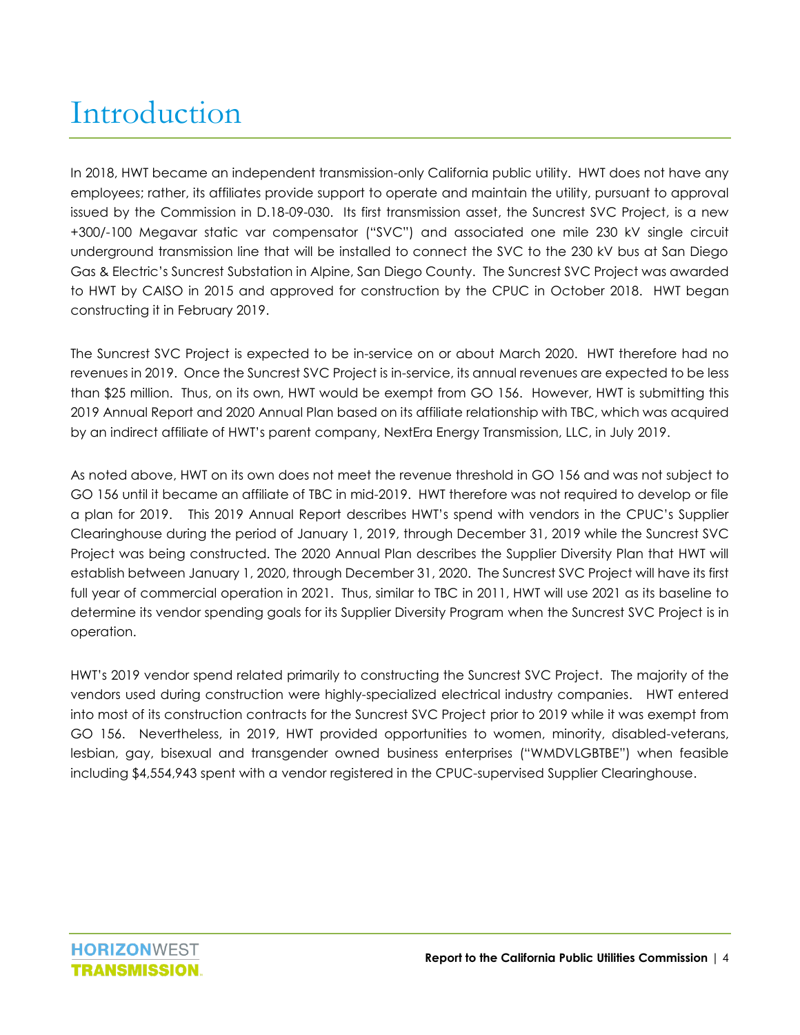# Introduction

In 2018, HWT became an independent transmission-only California public utility. HWT does not have any employees; rather, its affiliates provide support to operate and maintain the utility, pursuant to approval issued by the Commission in D.18-09-030. Its first transmission asset, the Suncrest SVC Project, is a new +300/-100 Megavar static var compensator ("SVC") and associated one mile 230 kV single circuit underground transmission line that will be installed to connect the SVC to the 230 kV bus at San Diego Gas & Electric's Suncrest Substation in Alpine, San Diego County. The Suncrest SVC Project was awarded to HWT by CAISO in 2015 and approved for construction by the CPUC in October 2018. HWT began constructing it in February 2019.

The Suncrest SVC Project is expected to be in-service on or about March 2020. HWT therefore had no revenues in 2019. Once the Suncrest SVC Project is in-service, its annual revenues are expected to be less than $25 million. Thus, on its own, HWT would be exempt from GO 156. However, HWT is submitting this 2019 Annual Report and 2020 Annual Plan based on its affiliate relationship with TBC, which was acquired by an indirect affiliate of HWT's parent company, NextEra Energy Transmission, LLC, in July 2019.

As noted above, HWT on its own does not meet the revenue threshold in GO 156 and was not subject to GO 156 until it became an affiliate of TBC in mid-2019. HWT therefore was not required to develop or file a plan for 2019. This 2019 Annual Report describes HWT's spend with vendors in the CPUC's Supplier Clearinghouse during the period of January 1, 2019, through December 31, 2019 while the Suncrest SVC Project was being constructed. The 2020 Annual Plan describes the Supplier Diversity Plan that HWT will establish between January 1, 2020, through December 31, 2020. The Suncrest SVC Project will have its first full year of commercial operation in 2021. Thus, similar to TBC in 2011, HWT will use 2021 as its baseline to determine its vendor spending goals for its Supplier Diversity Program when the Suncrest SVC Project is in operation.

HWT's 2019 vendor spend related primarily to constructing the Suncrest SVC Project. The majority of the vendors used during construction were highly-specialized electrical industry companies. HWT entered into most of its construction contracts for the Suncrest SVC Project prior to 2019 while it was exempt from GO 156. Nevertheless, in 2019, HWT provided opportunities to women, minority, disabled-veterans, lesbian, gay, bisexual and transgender owned business enterprises ("WMDVLGBTBE") when feasible including $4,554,943 spent with a vendor registered in the CPUC-supervised Supplier Clearinghouse.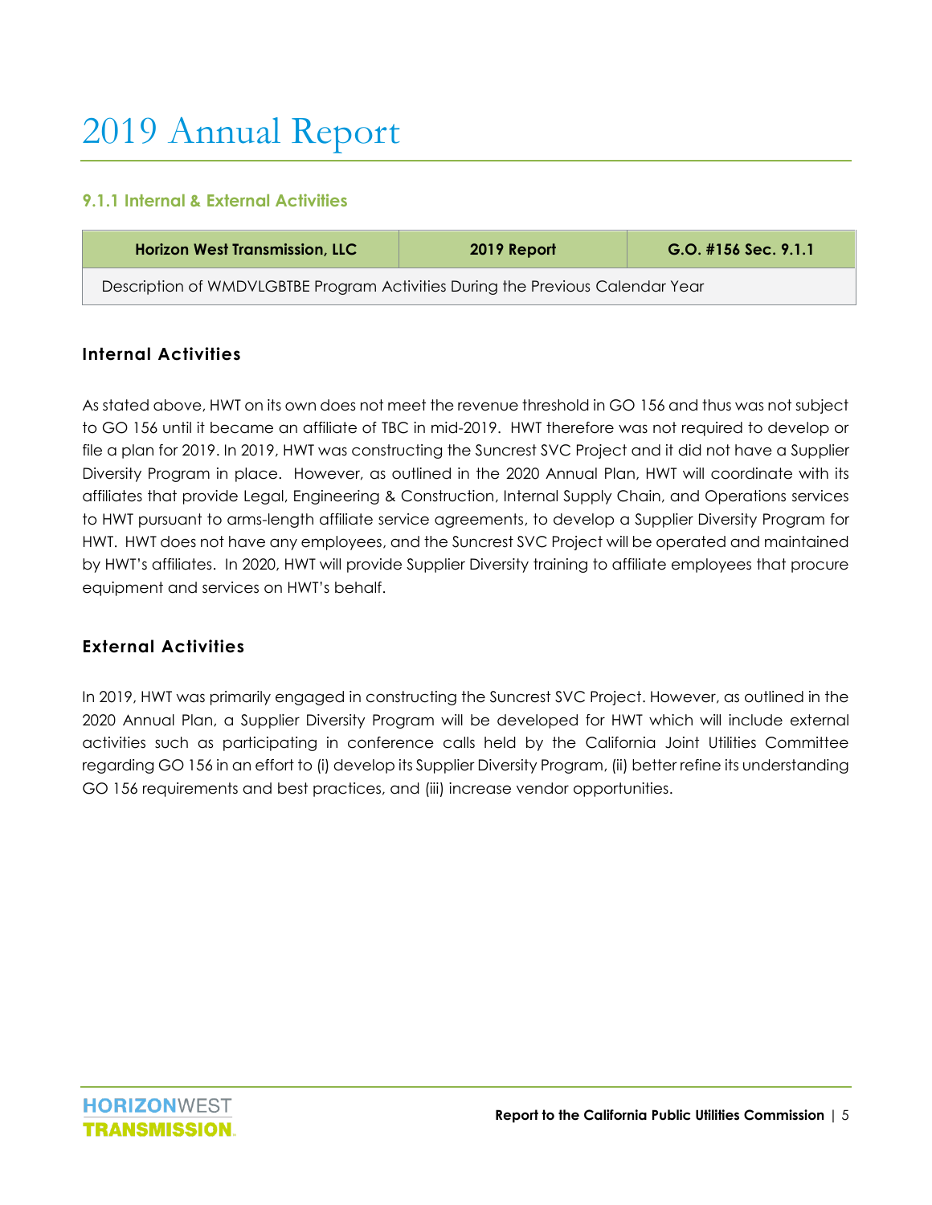# 2019 Annual Report

### 9.1.1 Internal & External Activities

| Horizon West Transmission, LLC | 2019 Report | G.O. #156 Sec. 9.1.1 |
|---|---|---|
| Description of WMDVLGBTBE Program Activities During the Previous Calendar Year | | |

#### Internal Activities

As stated above, HWT on its own does not meet the revenue threshold in GO 156 and thus was not subject to GO 156 until it became an affiliate of TBC in mid-2019. HWT therefore was not required to develop or file a plan for 2019. In 2019, HWT was constructing the Suncrest SVC Project and it did not have a Supplier Diversity Program in place. However, as outlined in the 2020 Annual Plan, HWT will coordinate with its affiliates that provide Legal, Engineering & Construction, Internal Supply Chain, and Operations services to HWT pursuant to arms-length affiliate service agreements, to develop a Supplier Diversity Program for HWT. HWT does not have any employees, and the Suncrest SVC Project will be operated and maintained by HWT's affiliates. In 2020, HWT will provide Supplier Diversity training to affiliate employees that procure equipment and services on HWT's behalf.

#### External Activities

In 2019, HWT was primarily engaged in constructing the Suncrest SVC Project. However, as outlined in the 2020 Annual Plan, a Supplier Diversity Program will be developed for HWT which will include external activities such as participating in conference calls held by the California Joint Utilities Committee regarding GO 156 in an effort to (i) develop its Supplier Diversity Program, (ii) better refine its understanding GO 156 requirements and best practices, and (iii) increase vendor opportunities.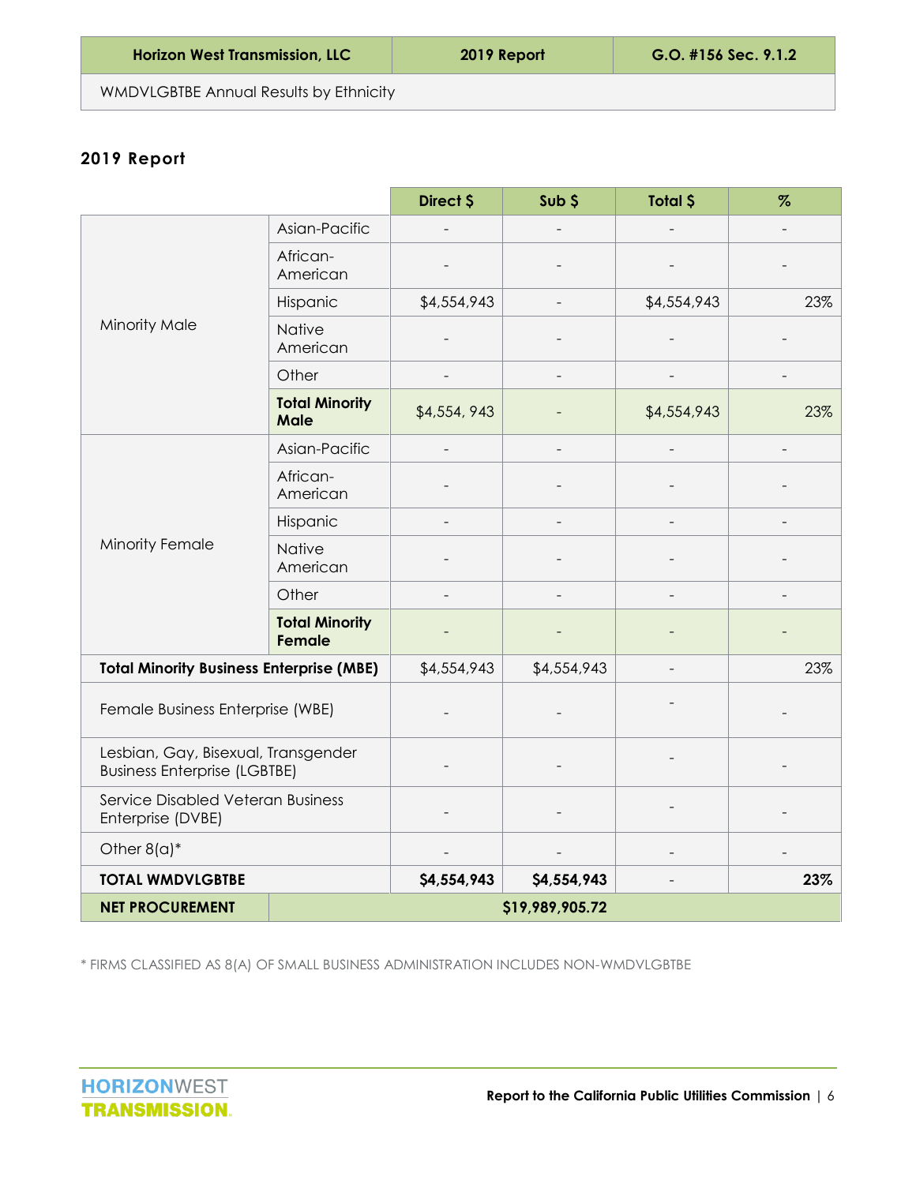| Horizon West Transmission, LLC | 2019 Report | G.O. #156 Sec. 9.1.2 |
|---|---|---|
| WMDVLGBTBE Annual Results by Ethnicity | | |

## 2019 Report

| | | Direct $ | Sub $ | Total $ | % |
|---|---|---|---|---|---|
| Minority Male | Asian-Pacific | - | - | - | - |
| | African-American | - | - | - | - |
| | Hispanic | $4,554,943 | - | $4,554,943 | 23% |
| | Native American | - | - | - | - |
| | Other | - | - | - | - |
| | **Total Minority Male** | $4,554, 943 | - | $4,554,943 | 23% |
| Minority Female | Asian-Pacific | - | - | - | - |
| | African-American | - | - | - | - |
| | Hispanic | - | - | - | - |
| | Native American | - | - | - | - |
| | Other | - | - | - | - |
| | **Total Minority Female** | - | - | - | - |
| **Total Minority Business Enterprise (MBE)** | | $4,554,943 | $4,554,943 | - | 23% |
| Female Business Enterprise (WBE) | | - | - | - | - |
| Lesbian, Gay, Bisexual, Transgender Business Enterprise (LGBTBE) | | - | - | - | - |
| Service Disabled Veteran Business Enterprise (DVBE) | | - | - | - | - |
| Other 8(a)* | | - | - | - | - |
| **TOTAL WMDVLGBTBE** | | **$4,554,943** | **$4,554,943** | - | **23%** |
| **NET PROCUREMENT** | **$19,989,905.72** | | | | |

* FIRMS CLASSIFIED AS 8(A) OF SMALL BUSINESS ADMINISTRATION INCLUDES NON-WMDVLGBTBE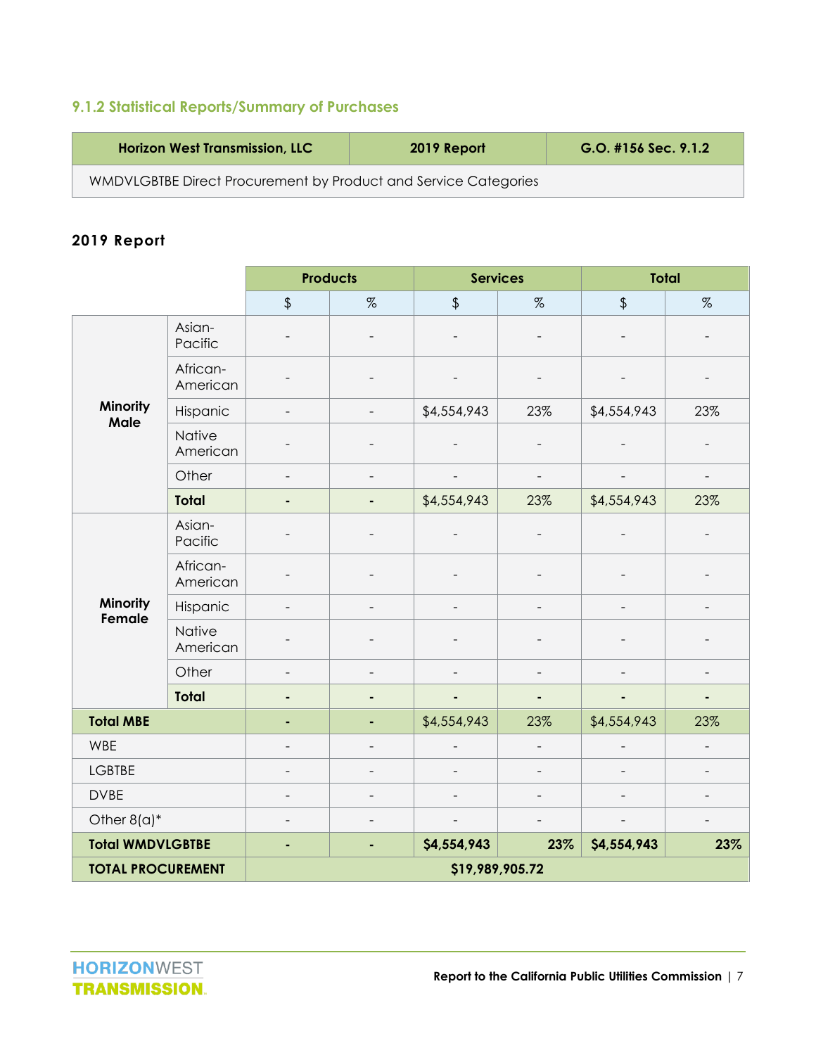### 9.1.2 Statistical Reports/Summary of Purchases

| Horizon West Transmission, LLC | 2019 Report | G.O. #156 Sec. 9.1.2 |
|---|---|---|
| WMDVLGBTBE Direct Procurement by Product and Service Categories | | |

### 2019 Report

| | | Products | | Services | | Total | |
|---|---|---|---|---|---|---|---|
| | | $ | % | $ | % | $ | % |
| Minority Male | Asian-Pacific | - | - | - | - | - | - |
| | African-American | - | - | - | - | - | - |
| | Hispanic | - | - | $4,554,943 | 23% | $4,554,943 | 23% |
| | Native American | - | - | - | - | - | - |
| | Other | - | - | - | - | - | - |
| | **Total** | **-** | **-** | $4,554,943 | 23% | $4,554,943 | 23% |
| Minority Female | Asian-Pacific | - | - | - | - | - | - |
| | African-American | - | - | - | - | - | - |
| | Hispanic | - | - | - | - | - | - |
| | Native American | - | - | - | - | - | - |
| | Other | - | - | - | - | - | - |
| | **Total** | **-** | **-** | **-** | **-** | **-** | **-** |
| **Total MBE** | | **-** | **-** | $4,554,943 | 23% | $4,554,943 | 23% |
| WBE | | - | - | - | - | - | - |
| LGBTBE | | - | - | - | - | - | - |
| DVBE | | - | - | - | - | - | - |
| Other 8(a)* | | - | - | - | - | - | - |
| **Total WMDVLGBTBE** | | **-** | **-** | **$4,554,943** | **23%** | **$4,554,943** | **23%** |
| **TOTAL PROCUREMENT** | | **$19,989,905.72** | | | | | |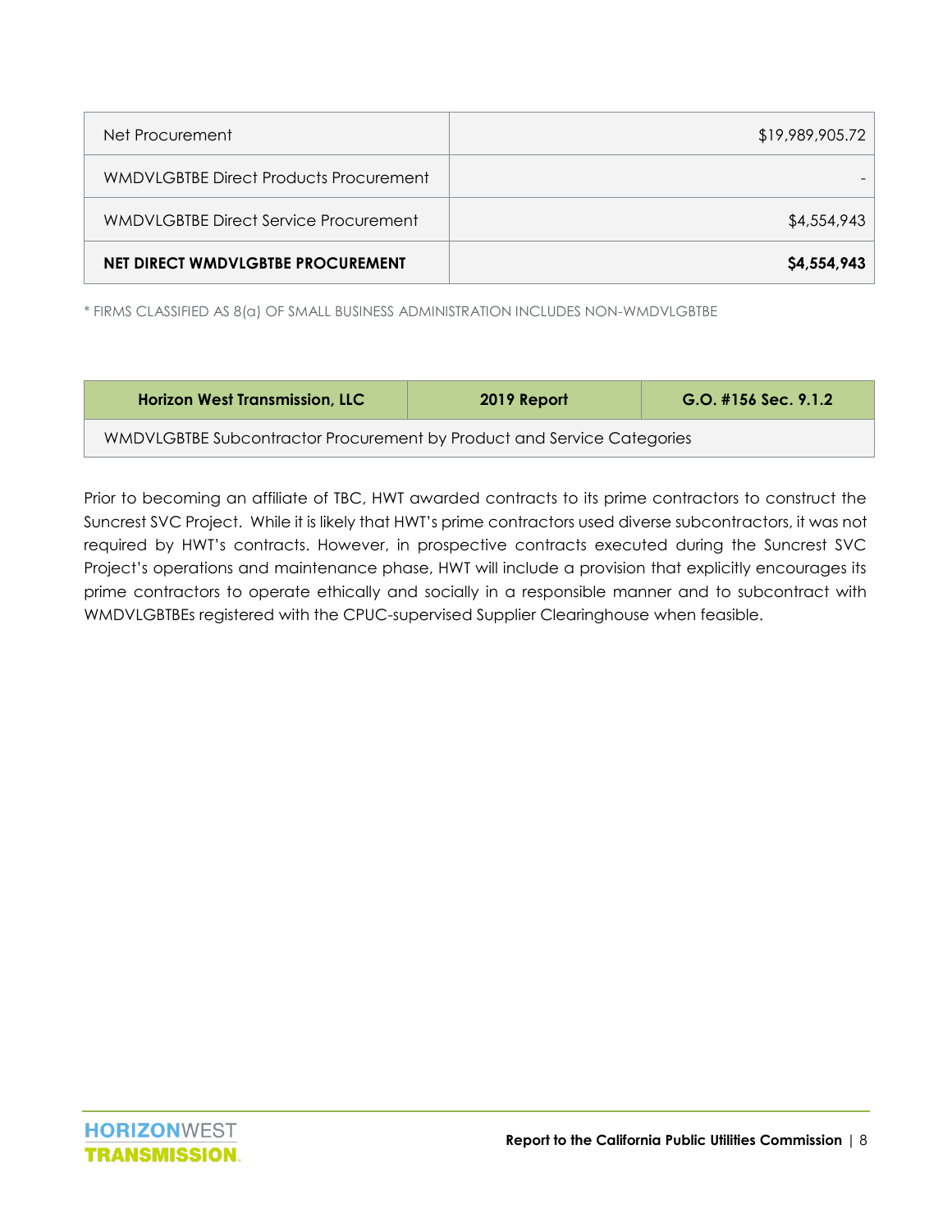| Net Procurement | $19,989,905.72 |
| --- | --- |
| WMDVLGBTBE Direct Products Procurement | - |
| WMDVLGBTBE Direct Service Procurement | $4,554,943 |
| **NET DIRECT WMDVLGBTBE PROCUREMENT** | **$4,554,943** |

* FIRMS CLASSIFIED AS 8(a) OF SMALL BUSINESS ADMINISTRATION INCLUDES NON-WMDVLGBTBE

| Horizon West Transmission, LLC | 2019 Report | G.O. #156 Sec. 9.1.2 |
| --- | --- | --- |
| WMDVLGBTBE Subcontractor Procurement by Product and Service Categories | | |

Prior to becoming an affiliate of TBC, HWT awarded contracts to its prime contractors to construct the Suncrest SVC Project. While it is likely that HWT's prime contractors used diverse subcontractors, it was not required by HWT's contracts. However, in prospective contracts executed during the Suncrest SVC Project's operations and maintenance phase, HWT will include a provision that explicitly encourages its prime contractors to operate ethically and socially in a responsible manner and to subcontract with WMDVLGBTBEs registered with the CPUC-supervised Supplier Clearinghouse when feasible.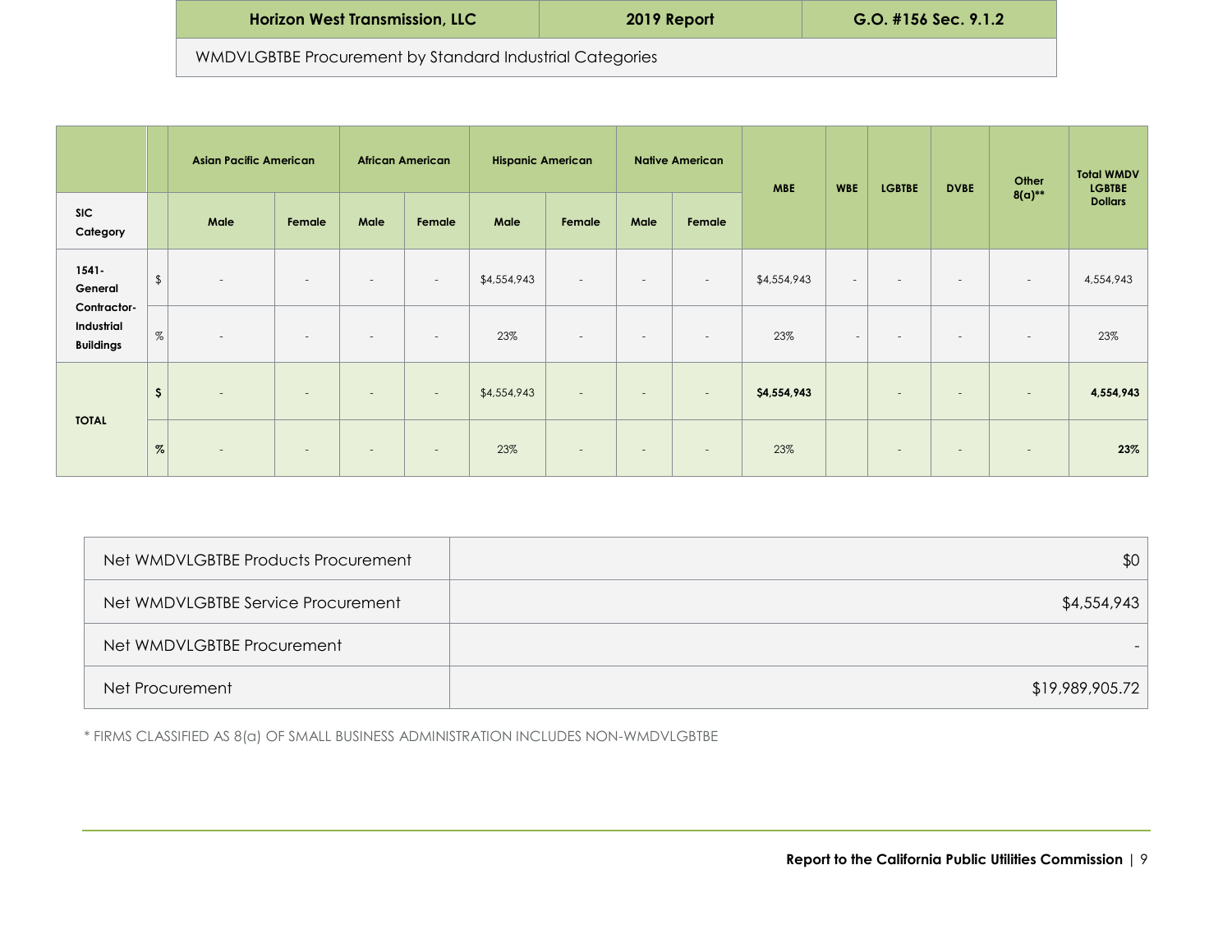| Horizon West Transmission, LLC | 2019 Report | G.O. #156 Sec. 9.1.2 |
|---|---|---|

WMDVLGBTBE Procurement by Standard Industrial Categories

| | | Asian Pacific American | | African American | | Hispanic American | | Native American | | MBE | WBE | LGBTBE | DVBE | Other 8(a)** | Total WMDV LGBTBE Dollars |
|---|---|---|---|---|---|---|---|---|---|---|---|---|---|---|---|
| SIC Category | | Male | Female | Male | Female | Male | Female | Male | Female | | | | | | |
| 1541- General Contractor- Industrial Buildings | $ | - | - | - | - | $4,554,943 | - | - | - | $4,554,943 | - | - | - | - | 4,554,943 |
| | % | - | - | - | - | 23% | - | - | - | 23% | - | - | - | - | 23% |
| **TOTAL** | **$** | - | - | - | - | $4,554,943 | - | - | - | **$4,554,943** | | - | - | - | **4,554,943** |
| | **%** | - | - | - | - | 23% | - | - | - | 23% | | - | - | - | **23%** |

| | |
|---|---|
| Net WMDVLGBTBE Products Procurement | $0 |
| Net WMDVLGBTBE Service Procurement | $4,554,943 |
| Net WMDVLGBTBE Procurement | - |
| Net Procurement | $19,989,905.72 |

* FIRMS CLASSIFIED AS 8(a) OF SMALL BUSINESS ADMINISTRATION INCLUDES NON-WMDVLGBTBE

**Report to the California Public Utilities Commission**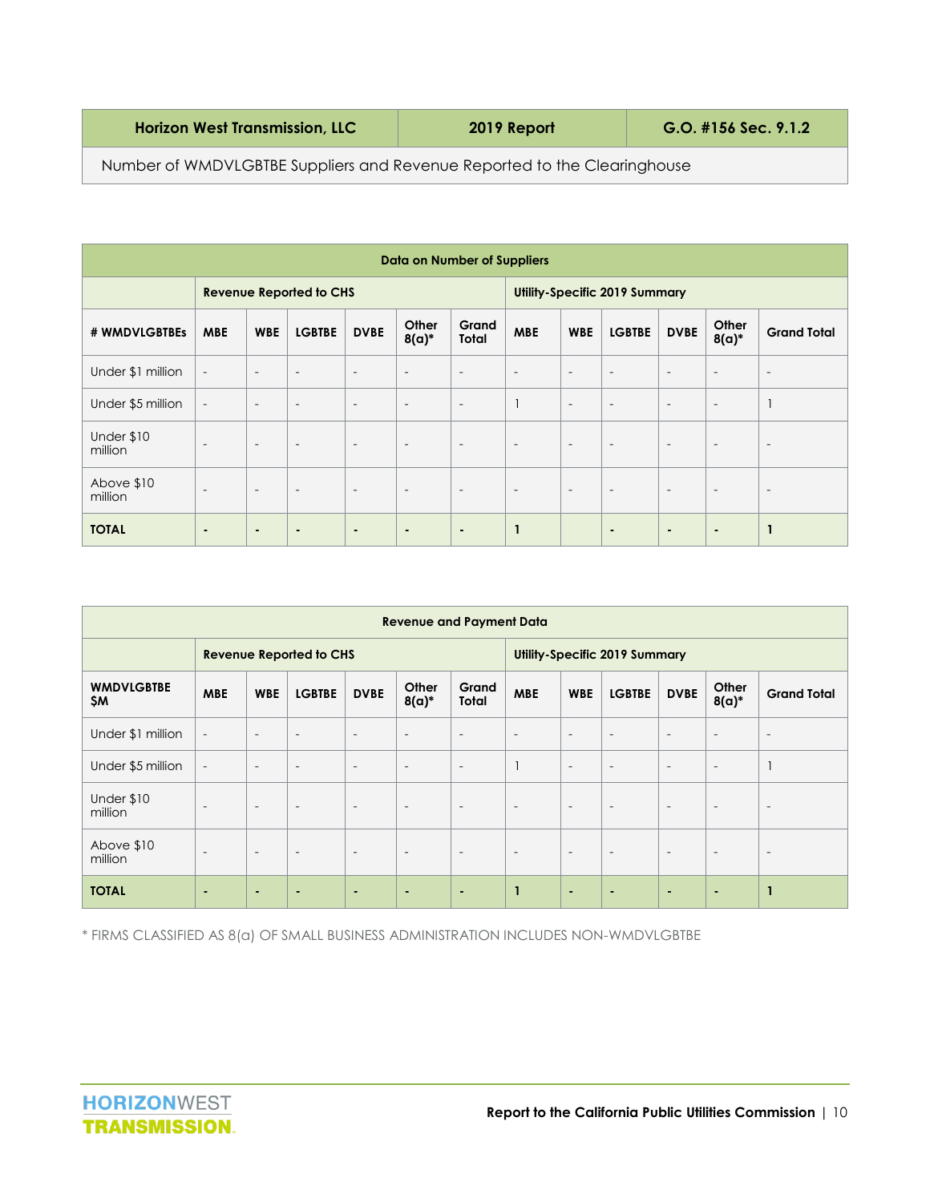| Horizon West Transmission, LLC | 2019 Report | G.O. #156 Sec. 9.1.2 |
|---|---|---|
| Number of WMDVLGBTBE Suppliers and Revenue Reported to the Clearinghouse | | |

| Data on Number of Suppliers | | | | | | | | | | | | |
|---|---|---|---|---|---|---|---|---|---|---|---|---|
| | **Revenue Reported to CHS** | | | | | | **Utility-Specific 2019 Summary** | | | | | |
| **# WMDVLGBTBEs** | **MBE** | **WBE** | **LGBTBE** | **DVBE** | **Other 8(a)*** | **Grand Total** | **MBE** | **WBE** | **LGBTBE** | **DVBE** | **Other 8(a)*** | **Grand Total** |
| Under $1 million | - | - | - | - | - | - | - | - | - | - | - | - |
| Under $5 million | - | - | - | - | - | - | 1 | - | - | - | - | 1 |
| Under $10 million | - | - | - | - | - | - | - | - | - | - | - | - |
| Above $10 million | - | - | - | - | - | - | - | - | - | - | - | - |
| **TOTAL** | **-** | **-** | **-** | **-** | **-** | **-** | **1** | | **-** | **-** | **-** | **1** |

| Revenue and Payment Data | | | | | | | | | | | | |
|---|---|---|---|---|---|---|---|---|---|---|---|---|
| | **Revenue Reported to CHS** | | | | | | **Utility-Specific 2019 Summary** | | | | | |
| **WMDVLGBTBE $M** | **MBE** | **WBE** | **LGBTBE** | **DVBE** | **Other 8(a)*** | **Grand Total** | **MBE** | **WBE** | **LGBTBE** | **DVBE** | **Other 8(a)*** | **Grand Total** |
| Under $1 million | - | - | - | - | - | - | - | - | - | - | - | - |
| Under $5 million | - | - | - | - | - | - | 1 | - | - | - | - | 1 |
| Under $10 million | - | - | - | - | - | - | - | - | - | - | - | - |
| Above $10 million | - | - | - | - | - | - | - | - | - | - | - | - |
| **TOTAL** | **-** | **-** | **-** | **-** | **-** | **-** | **1** | **-** | **-** | **-** | **-** | **1** |

* FIRMS CLASSIFIED AS 8(a) OF SMALL BUSINESS ADMINISTRATION INCLUDES NON-WMDVLGBTBE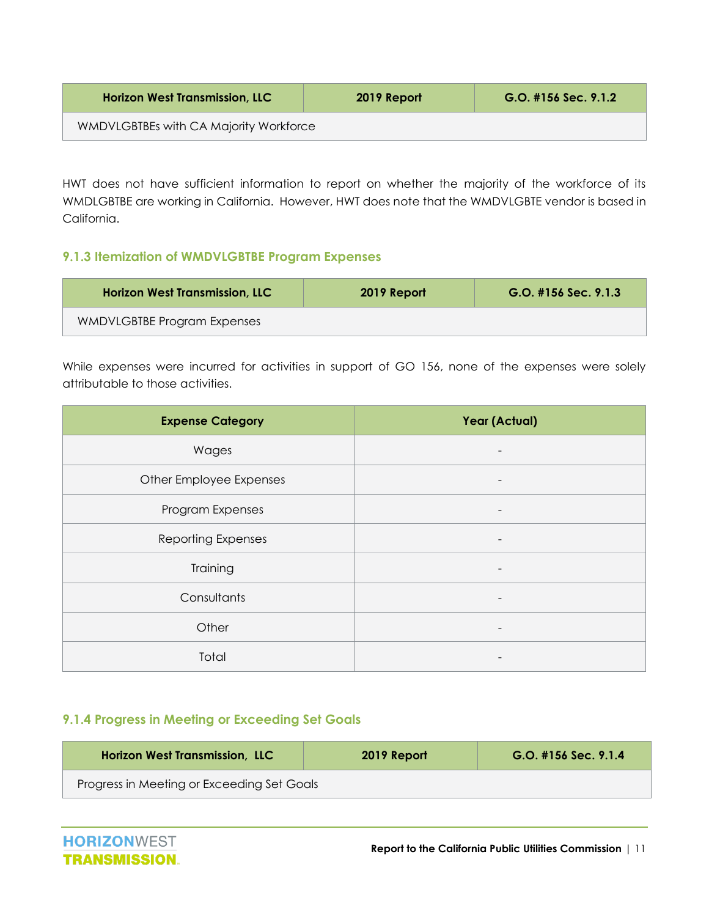| Horizon West Transmission, LLC | 2019 Report | G.O. #156 Sec. 9.1.2 |
| --- | --- | --- |
| WMDVLGBTBEs with CA Majority Workforce | | |

HWT does not have sufficient information to report on whether the majority of the workforce of its WMDLGBTBE are working in California. However, HWT does note that the WMDVLGBTE vendor is based in California.

### 9.1.3 Itemization of WMDVLGBTBE Program Expenses

| Horizon West Transmission, LLC | 2019 Report | G.O. #156 Sec. 9.1.3 |
| --- | --- | --- |
| WMDVLGBTBE Program Expenses | | |

While expenses were incurred for activities in support of GO 156, none of the expenses were solely attributable to those activities.

| Expense Category | Year (Actual) |
| --- | --- |
| Wages | - |
| Other Employee Expenses | - |
| Program Expenses | - |
| Reporting Expenses | - |
| Training | - |
| Consultants | - |
| Other | - |
| Total | - |

### 9.1.4 Progress in Meeting or Exceeding Set Goals

| Horizon West Transmission, LLC | 2019 Report | G.O. #156 Sec. 9.1.4 |
| --- | --- | --- |
| Progress in Meeting or Exceeding Set Goals | | |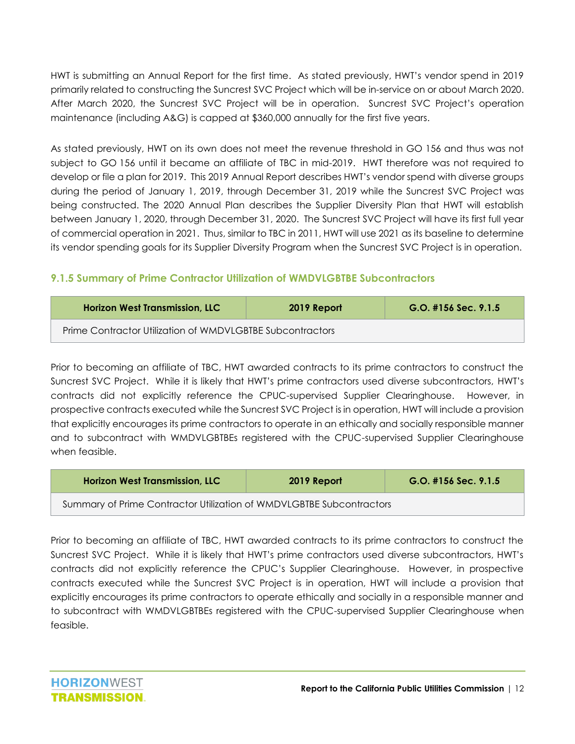HWT is submitting an Annual Report for the first time. As stated previously, HWT's vendor spend in 2019 primarily related to constructing the Suncrest SVC Project which will be in-service on or about March 2020. After March 2020, the Suncrest SVC Project will be in operation. Suncrest SVC Project's operation maintenance (including A&G) is capped at $360,000 annually for the first five years.

As stated previously, HWT on its own does not meet the revenue threshold in GO 156 and thus was not subject to GO 156 until it became an affiliate of TBC in mid-2019. HWT therefore was not required to develop or file a plan for 2019. This 2019 Annual Report describes HWT's vendor spend with diverse groups during the period of January 1, 2019, through December 31, 2019 while the Suncrest SVC Project was being constructed. The 2020 Annual Plan describes the Supplier Diversity Plan that HWT will establish between January 1, 2020, through December 31, 2020. The Suncrest SVC Project will have its first full year of commercial operation in 2021. Thus, similar to TBC in 2011, HWT will use 2021 as its baseline to determine its vendor spending goals for its Supplier Diversity Program when the Suncrest SVC Project is in operation.

### 9.1.5 Summary of Prime Contractor Utilization of WMDVLGBTBE Subcontractors

| Horizon West Transmission, LLC | 2019 Report | G.O. #156 Sec. 9.1.5 |
|---|---|---|
| Prime Contractor Utilization of WMDVLGBTBE Subcontractors | | |

Prior to becoming an affiliate of TBC, HWT awarded contracts to its prime contractors to construct the Suncrest SVC Project. While it is likely that HWT's prime contractors used diverse subcontractors, HWT's contracts did not explicitly reference the CPUC-supervised Supplier Clearinghouse. However, in prospective contracts executed while the Suncrest SVC Project is in operation, HWT will include a provision that explicitly encourages its prime contractors to operate in an ethically and socially responsible manner and to subcontract with WMDVLGBTBEs registered with the CPUC-supervised Supplier Clearinghouse when feasible.

| Horizon West Transmission, LLC | 2019 Report | G.O. #156 Sec. 9.1.5 |
|---|---|---|
| Summary of Prime Contractor Utilization of WMDVLGBTBE Subcontractors | | |

Prior to becoming an affiliate of TBC, HWT awarded contracts to its prime contractors to construct the Suncrest SVC Project. While it is likely that HWT's prime contractors used diverse subcontractors, HWT's contracts did not explicitly reference the CPUC's Supplier Clearinghouse. However, in prospective contracts executed while the Suncrest SVC Project is in operation, HWT will include a provision that explicitly encourages its prime contractors to operate ethically and socially in a responsible manner and to subcontract with WMDVLGBTBEs registered with the CPUC-supervised Supplier Clearinghouse when feasible.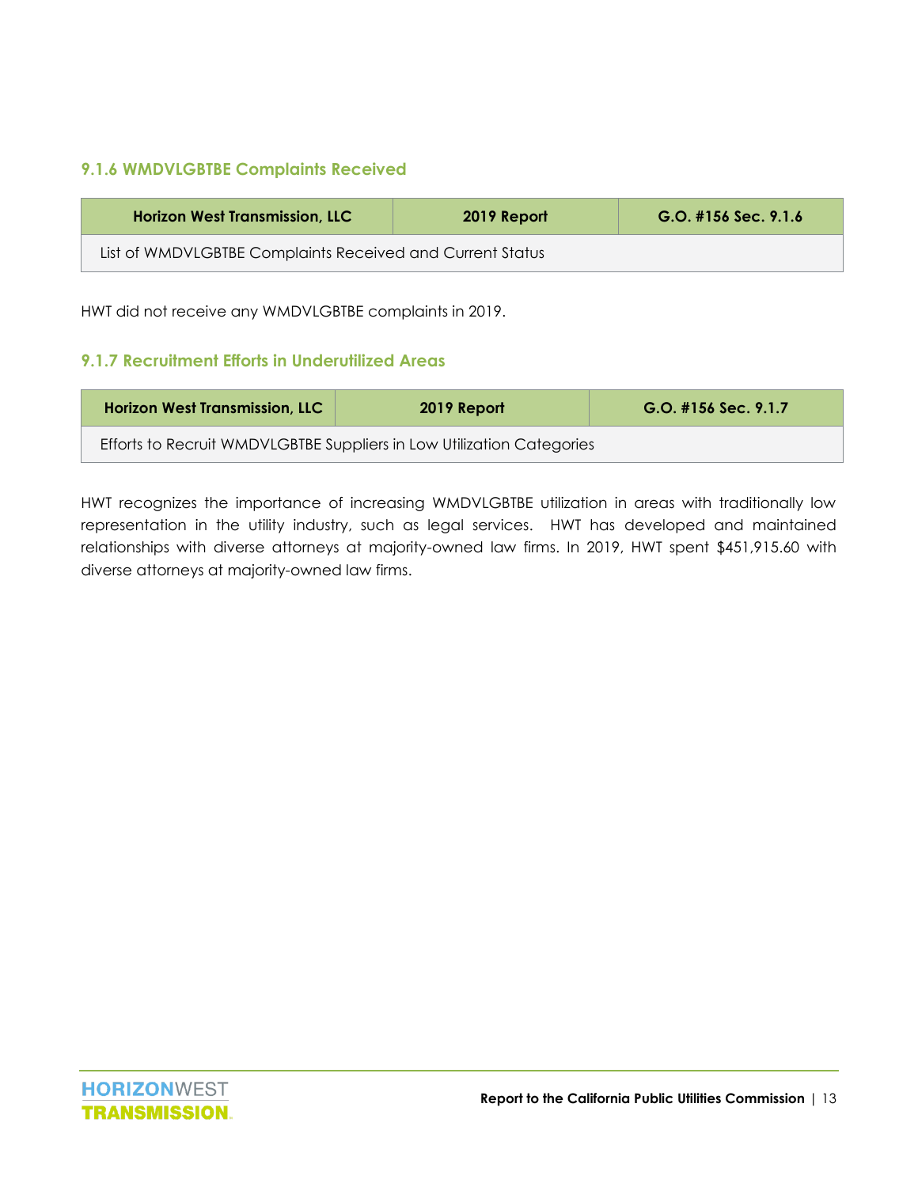### 9.1.6 WMDVLGBTBE Complaints Received

| Horizon West Transmission, LLC | 2019 Report | G.O. #156 Sec. 9.1.6 |
|---|---|---|
| List of WMDVLGBTBE Complaints Received and Current Status | | |

HWT did not receive any WMDVLGBTBE complaints in 2019.

### 9.1.7 Recruitment Efforts in Underutilized Areas

| Horizon West Transmission, LLC | 2019 Report | G.O. #156 Sec. 9.1.7 |
|---|---|---|
| Efforts to Recruit WMDVLGBTBE Suppliers in Low Utilization Categories | | |

HWT recognizes the importance of increasing WMDVLGBTBE utilization in areas with traditionally low representation in the utility industry, such as legal services. HWT has developed and maintained relationships with diverse attorneys at majority-owned law firms. In 2019, HWT spent $451,915.60 with diverse attorneys at majority-owned law firms.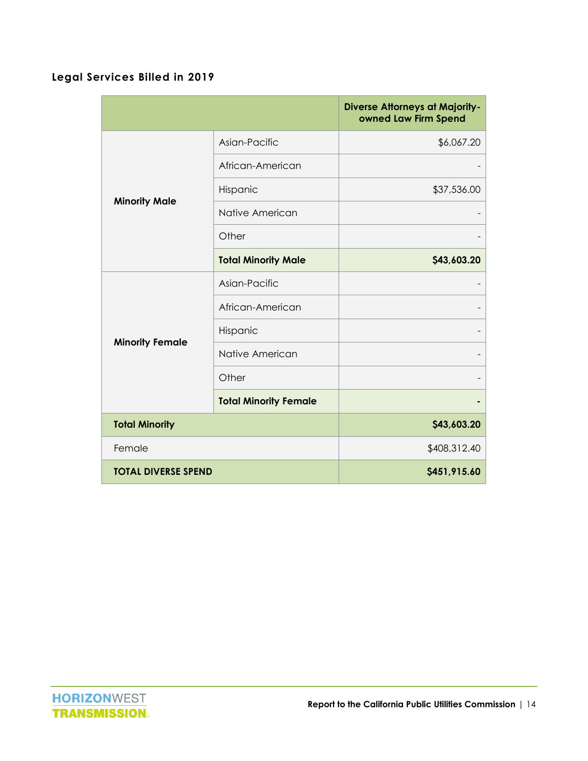### Legal Services Billed in 2019

| | | Diverse Attorneys at Majority-owned Law Firm Spend |
|---|---|---|
| **Minority Male** | Asian-Pacific | $6,067.20 |
| | African-American | - |
| | Hispanic | $37,536.00 |
| | Native American | - |
| | Other | - |
| | **Total Minority Male** | **$43,603.20** |
| **Minority Female** | Asian-Pacific | - |
| | African-American | - |
| | Hispanic | - |
| | Native American | - |
| | Other | - |
| | **Total Minority Female** | **-** |
| **Total Minority** | | **$43,603.20** |
| Female | | $408,312.40 |
| **TOTAL DIVERSE SPEND** | | **$451,915.60** |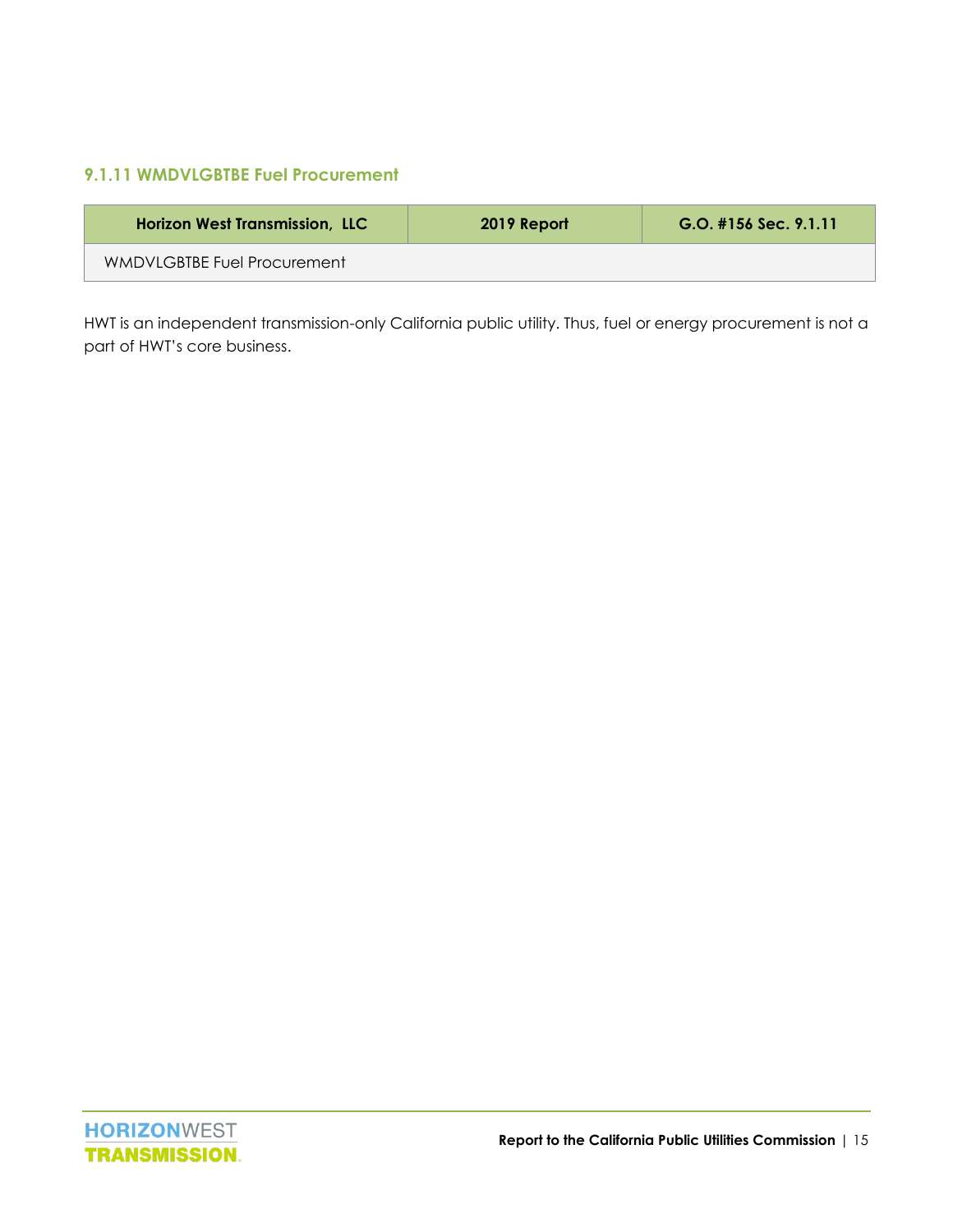### 9.1.11 WMDVLGBTBE Fuel Procurement

| Horizon West Transmission, LLC | 2019 Report | G.O. #156 Sec. 9.1.11 |
| --- | --- | --- |
| WMDVLGBTBE Fuel Procurement | | |

HWT is an independent transmission-only California public utility. Thus, fuel or energy procurement is not a part of HWT's core business.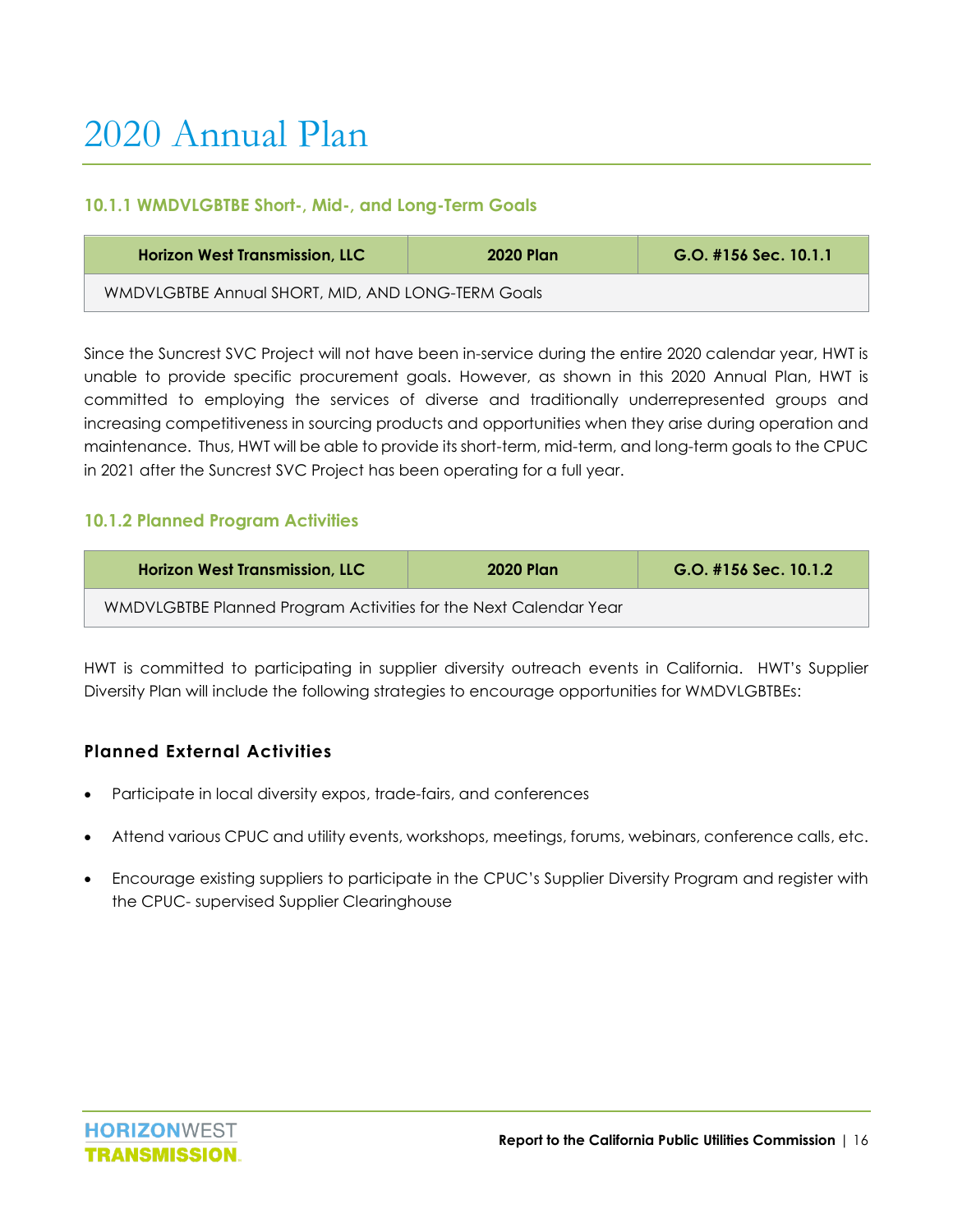# 2020 Annual Plan

### 10.1.1 WMDVLGBTBE Short-, Mid-, and Long-Term Goals

| Horizon West Transmission, LLC | 2020 Plan | G.O. #156 Sec. 10.1.1 |
|---|---|---|
| WMDVLGBTBE Annual SHORT, MID, AND LONG-TERM Goals | | |

Since the Suncrest SVC Project will not have been in-service during the entire 2020 calendar year, HWT is unable to provide specific procurement goals. However, as shown in this 2020 Annual Plan, HWT is committed to employing the services of diverse and traditionally underrepresented groups and increasing competitiveness in sourcing products and opportunities when they arise during operation and maintenance. Thus, HWT will be able to provide its short-term, mid-term, and long-term goals to the CPUC in 2021 after the Suncrest SVC Project has been operating for a full year.

### 10.1.2 Planned Program Activities

| Horizon West Transmission, LLC | 2020 Plan | G.O. #156 Sec. 10.1.2 |
|---|---|---|
| WMDVLGBTBE Planned Program Activities for the Next Calendar Year | | |

HWT is committed to participating in supplier diversity outreach events in California. HWT's Supplier Diversity Plan will include the following strategies to encourage opportunities for WMDVLGBTBEs:

### Planned External Activities

- Participate in local diversity expos, trade-fairs, and conferences
- Attend various CPUC and utility events, workshops, meetings, forums, webinars, conference calls, etc.
- Encourage existing suppliers to participate in the CPUC's Supplier Diversity Program and register with the CPUC- supervised Supplier Clearinghouse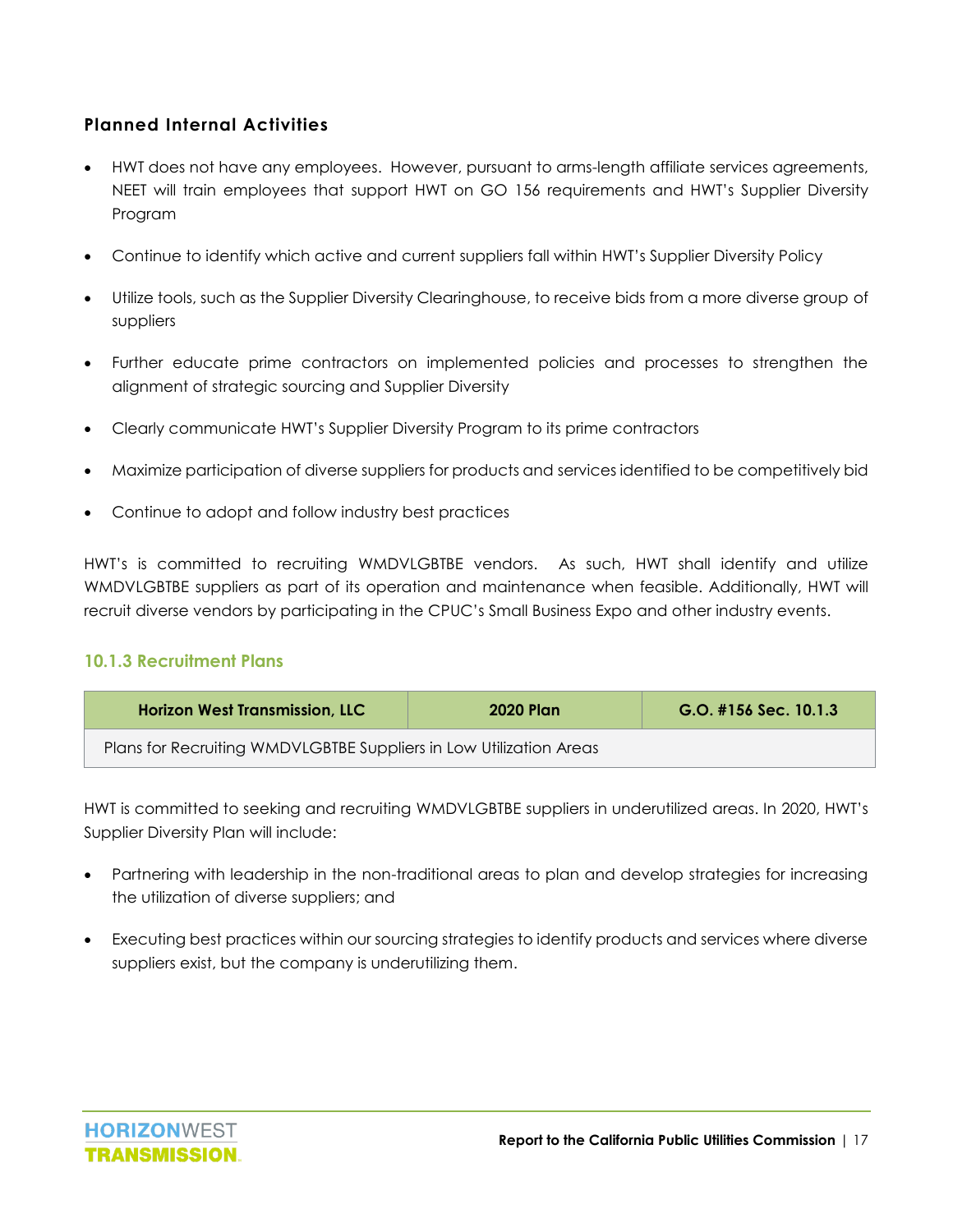### Planned Internal Activities

- HWT does not have any employees. However, pursuant to arms-length affiliate services agreements, NEET will train employees that support HWT on GO 156 requirements and HWT's Supplier Diversity Program
- Continue to identify which active and current suppliers fall within HWT's Supplier Diversity Policy
- Utilize tools, such as the Supplier Diversity Clearinghouse, to receive bids from a more diverse group of suppliers
- Further educate prime contractors on implemented policies and processes to strengthen the alignment of strategic sourcing and Supplier Diversity
- Clearly communicate HWT's Supplier Diversity Program to its prime contractors
- Maximize participation of diverse suppliers for products and services identified to be competitively bid
- Continue to adopt and follow industry best practices

HWT's is committed to recruiting WMDVLGBTBE vendors. As such, HWT shall identify and utilize WMDVLGBTBE suppliers as part of its operation and maintenance when feasible. Additionally, HWT will recruit diverse vendors by participating in the CPUC's Small Business Expo and other industry events.

### 10.1.3 Recruitment Plans

| Horizon West Transmission, LLC | 2020 Plan | G.O. #156 Sec. 10.1.3 |
|---|---|---|
| Plans for Recruiting WMDVLGBTBE Suppliers in Low Utilization Areas | | |

HWT is committed to seeking and recruiting WMDVLGBTBE suppliers in underutilized areas. In 2020, HWT's Supplier Diversity Plan will include:

- Partnering with leadership in the non-traditional areas to plan and develop strategies for increasing the utilization of diverse suppliers; and
- Executing best practices within our sourcing strategies to identify products and services where diverse suppliers exist, but the company is underutilizing them.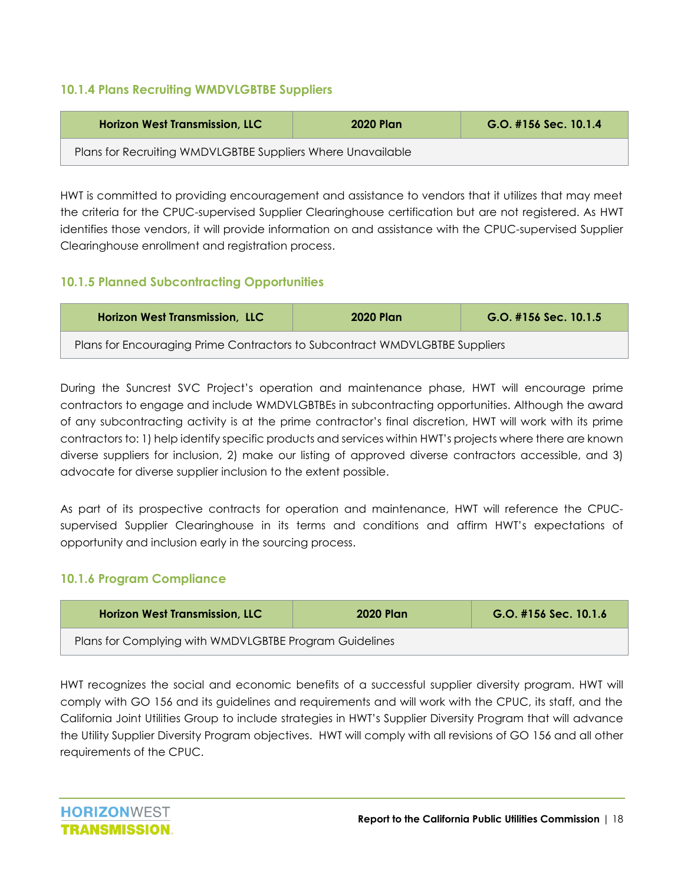### 10.1.4 Plans Recruiting WMDVLGBTBE Suppliers

| Horizon West Transmission, LLC | 2020 Plan | G.O. #156 Sec. 10.1.4 |
|---|---|---|
| Plans for Recruiting WMDVLGBTBE Suppliers Where Unavailable | | |

HWT is committed to providing encouragement and assistance to vendors that it utilizes that may meet the criteria for the CPUC-supervised Supplier Clearinghouse certification but are not registered. As HWT identifies those vendors, it will provide information on and assistance with the CPUC-supervised Supplier Clearinghouse enrollment and registration process.

### 10.1.5 Planned Subcontracting Opportunities

| Horizon West Transmission, LLC | 2020 Plan | G.O. #156 Sec. 10.1.5 |
|---|---|---|
| Plans for Encouraging Prime Contractors to Subcontract WMDVLGBTBE Suppliers | | |

During the Suncrest SVC Project's operation and maintenance phase, HWT will encourage prime contractors to engage and include WMDVLGBTBEs in subcontracting opportunities. Although the award of any subcontracting activity is at the prime contractor's final discretion, HWT will work with its prime contractors to: 1) help identify specific products and services within HWT's projects where there are known diverse suppliers for inclusion, 2) make our listing of approved diverse contractors accessible, and 3) advocate for diverse supplier inclusion to the extent possible.

As part of its prospective contracts for operation and maintenance, HWT will reference the CPUC-supervised Supplier Clearinghouse in its terms and conditions and affirm HWT's expectations of opportunity and inclusion early in the sourcing process.

### 10.1.6 Program Compliance

| Horizon West Transmission, LLC | 2020 Plan | G.O. #156 Sec. 10.1.6 |
|---|---|---|
| Plans for Complying with WMDVLGBTBE Program Guidelines | | |

HWT recognizes the social and economic benefits of a successful supplier diversity program. HWT will comply with GO 156 and its guidelines and requirements and will work with the CPUC, its staff, and the California Joint Utilities Group to include strategies in HWT's Supplier Diversity Program that will advance the Utility Supplier Diversity Program objectives. HWT will comply with all revisions of GO 156 and all other requirements of the CPUC.